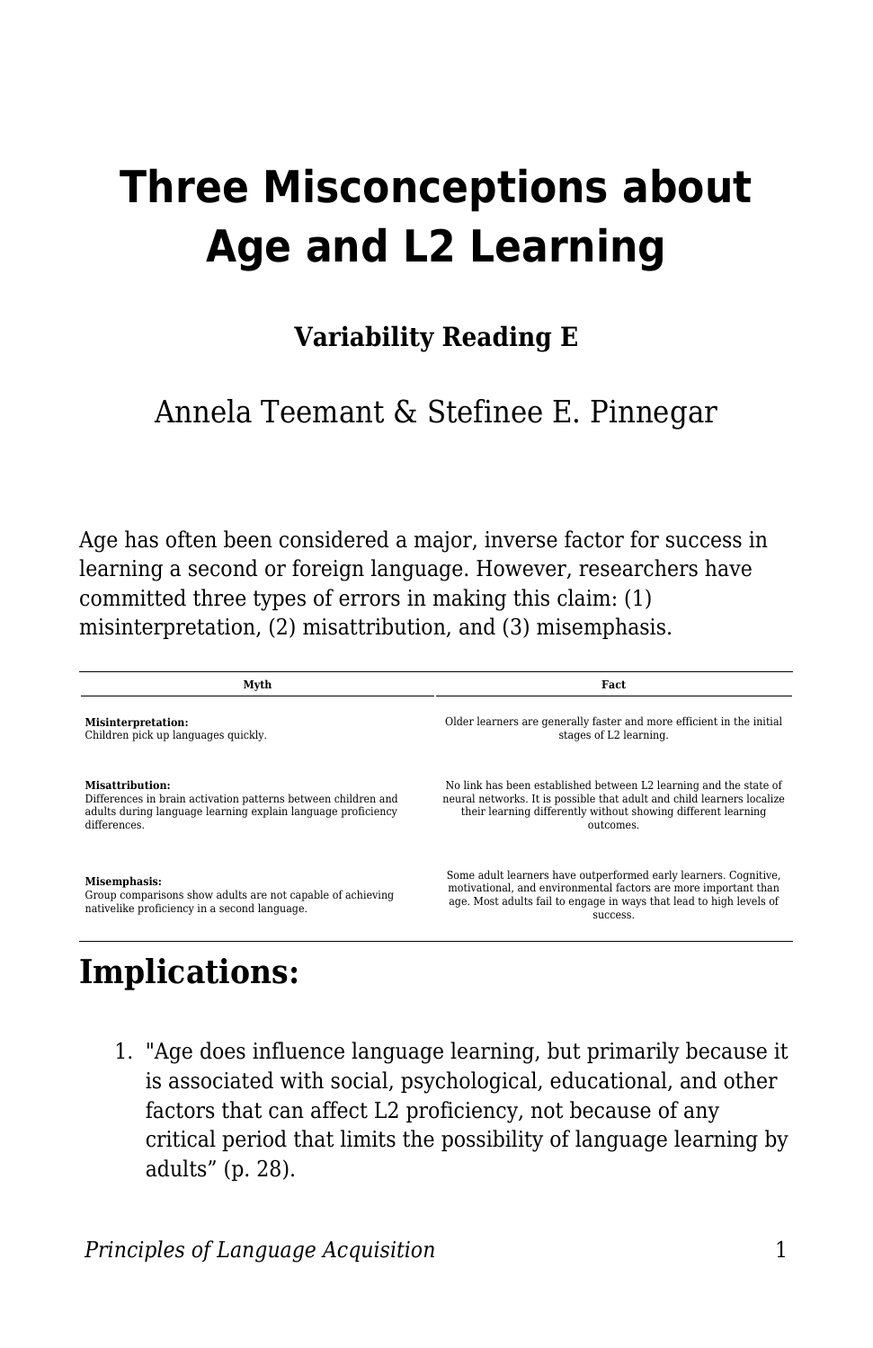# Three Misconceptions about Age and L2 Learning

### Variability Reading E

Annela Teemant & Stefinee E. Pinnegar

Age has often been considered a major, inverse factor for success in learning a second or foreign language. However, researchers have committed three types of errors in making this claim: (1) misinterpretation, (2) misattribution, and (3) misemphasis.

| Myth | Fact |
|---|---|
| **Misinterpretation:** Children pick up languages quickly. | Older learners are generally faster and more efficient in the initial stages of L2 learning. |
| **Misattribution:** Differences in brain activation patterns between children and adults during language learning explain language proficiency differences. | No link has been established between L2 learning and the state of neural networks. It is possible that adult and child learners localize their learning differently without showing different learning outcomes. |
| **Misemphasis:** Group comparisons show adults are not capable of achieving nativelike proficiency in a second language. | Some adult learners have outperformed early learners. Cognitive, motivational, and environmental factors are more important than age. Most adults fail to engage in ways that lead to high levels of success. |

## Implications:

1. "Age does influence language learning, but primarily because it is associated with social, psychological, educational, and other factors that can affect L2 proficiency, not because of any critical period that limits the possibility of language learning by adults" (p. 28).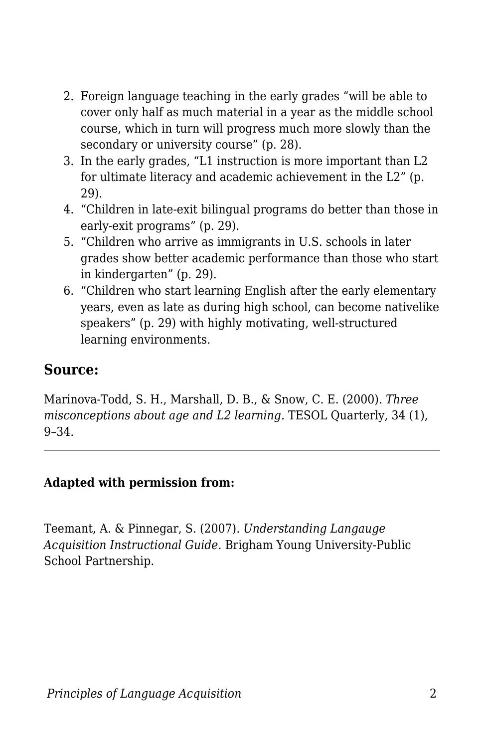2. Foreign language teaching in the early grades "will be able to cover only half as much material in a year as the middle school course, which in turn will progress much more slowly than the secondary or university course" (p. 28).
3. In the early grades, "L1 instruction is more important than L2 for ultimate literacy and academic achievement in the L2" (p. 29).
4. "Children in late-exit bilingual programs do better than those in early-exit programs" (p. 29).
5. "Children who arrive as immigrants in U.S. schools in later grades show better academic performance than those who start in kindergarten" (p. 29).
6. "Children who start learning English after the early elementary years, even as late as during high school, can become nativelike speakers" (p. 29) with highly motivating, well-structured learning environments.

### Source:

Marinova-Todd, S. H., Marshall, D. B., & Snow, C. E. (2000). *Three misconceptions about age and L2 learning.* TESOL Quarterly, 34 (1), 9–34.

---

**Adapted with permission from:**

Teemant, A. & Pinnegar, S. (2007). *Understanding Langauge Acquisition Instructional Guide.* Brigham Young University-Public School Partnership.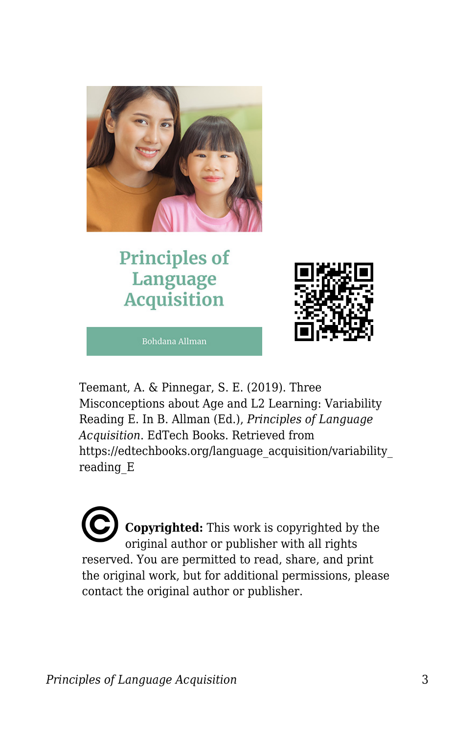Principles of Language Acquisition

Bohdana Allman

Teemant, A. & Pinnegar, S. E. (2019). Three Misconceptions about Age and L2 Learning: Variability Reading E. In B. Allman (Ed.), *Principles of Language Acquisition*. EdTech Books. Retrieved from https://edtechbooks.org/language_acquisition/variability_reading_E

**Copyrighted:** This work is copyrighted by the original author or publisher with all rights reserved. You are permitted to read, share, and print the original work, but for additional permissions, please contact the original author or publisher.